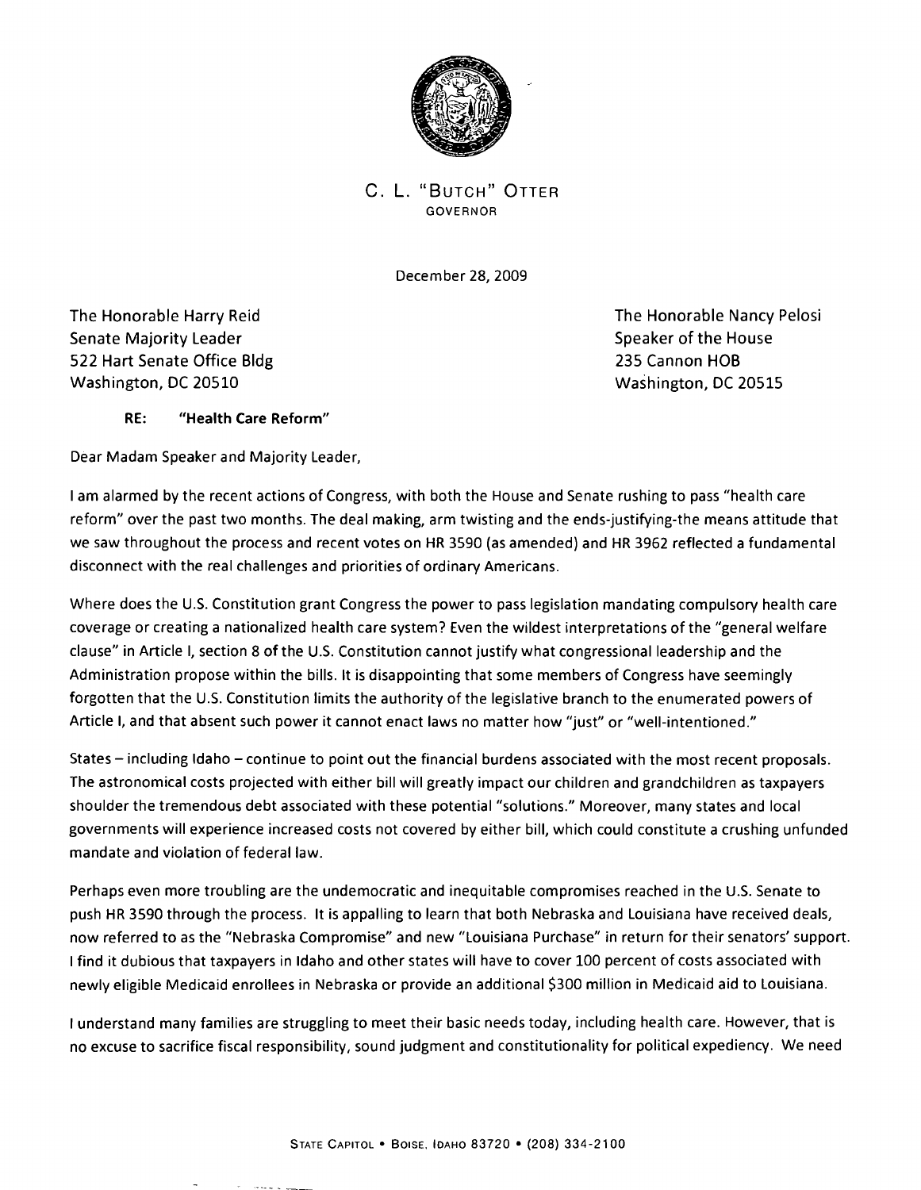C. L. "BUTCH" OTTER
GOVERNOR

December 28, 2009

The Honorable Harry Reid
Senate Majority Leader
522 Hart Senate Office Bldg
Washington, DC 20510

The Honorable Nancy Pelosi
Speaker of the House
235 Cannon HOB
Washington, DC 20515

**RE: "Health Care Reform"**

Dear Madam Speaker and Majority Leader,

I am alarmed by the recent actions of Congress, with both the House and Senate rushing to pass "health care reform" over the past two months. The deal making, arm twisting and the ends-justifying-the means attitude that we saw throughout the process and recent votes on HR 3590 (as amended) and HR 3962 reflected a fundamental disconnect with the real challenges and priorities of ordinary Americans.

Where does the U.S. Constitution grant Congress the power to pass legislation mandating compulsory health care coverage or creating a nationalized health care system? Even the wildest interpretations of the "general welfare clause" in Article I, section 8 of the U.S. Constitution cannot justify what congressional leadership and the Administration propose within the bills. It is disappointing that some members of Congress have seemingly forgotten that the U.S. Constitution limits the authority of the legislative branch to the enumerated powers of Article I, and that absent such power it cannot enact laws no matter how "just" or "well-intentioned."

States – including Idaho – continue to point out the financial burdens associated with the most recent proposals. The astronomical costs projected with either bill will greatly impact our children and grandchildren as taxpayers shoulder the tremendous debt associated with these potential "solutions." Moreover, many states and local governments will experience increased costs not covered by either bill, which could constitute a crushing unfunded mandate and violation of federal law.

Perhaps even more troubling are the undemocratic and inequitable compromises reached in the U.S. Senate to push HR 3590 through the process. It is appalling to learn that both Nebraska and Louisiana have received deals, now referred to as the "Nebraska Compromise" and new "Louisiana Purchase" in return for their senators' support. I find it dubious that taxpayers in Idaho and other states will have to cover 100 percent of costs associated with newly eligible Medicaid enrollees in Nebraska or provide an additional $300 million in Medicaid aid to Louisiana.

I understand many families are struggling to meet their basic needs today, including health care. However, that is no excuse to sacrifice fiscal responsibility, sound judgment and constitutionality for political expediency. We need

STATE CAPITOL • BOISE, IDAHO 83720 • (208) 334-2100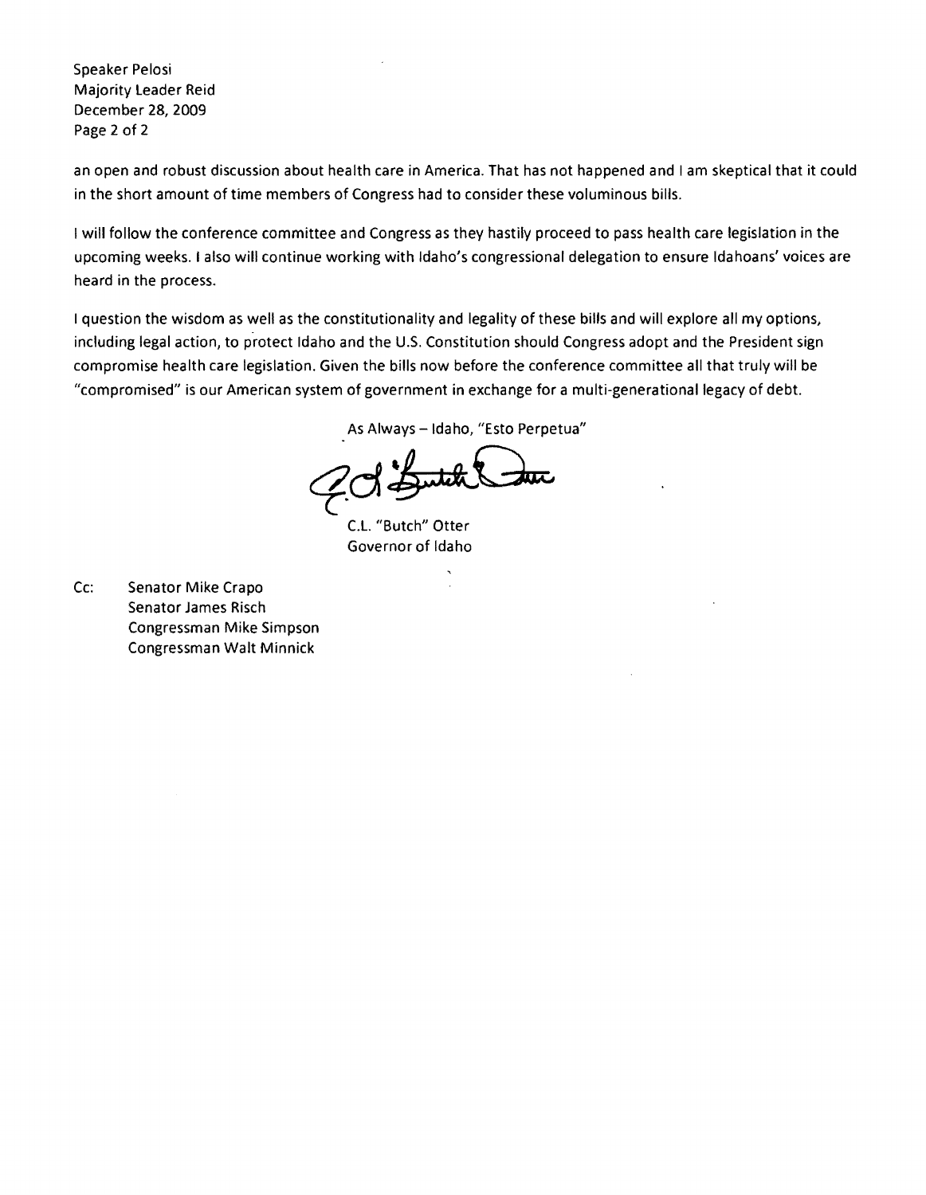an open and robust discussion about health care in America. That has not happened and I am skeptical that it could in the short amount of time members of Congress had to consider these voluminous bills.

I will follow the conference committee and Congress as they hastily proceed to pass health care legislation in the upcoming weeks. I also will continue working with Idaho's congressional delegation to ensure Idahoans' voices are heard in the process.

I question the wisdom as well as the constitutionality and legality of these bills and will explore all my options, including legal action, to protect Idaho and the U.S. Constitution should Congress adopt and the President sign compromise health care legislation. Given the bills now before the conference committee all that truly will be "compromised" is our American system of government in exchange for a multi-generational legacy of debt.

As Always – Idaho, "Esto Perpetua"

C.L. "Butch" Otter
Governor of Idaho

Cc: Senator Mike Crapo
Senator James Risch
Congressman Mike Simpson
Congressman Walt Minnick